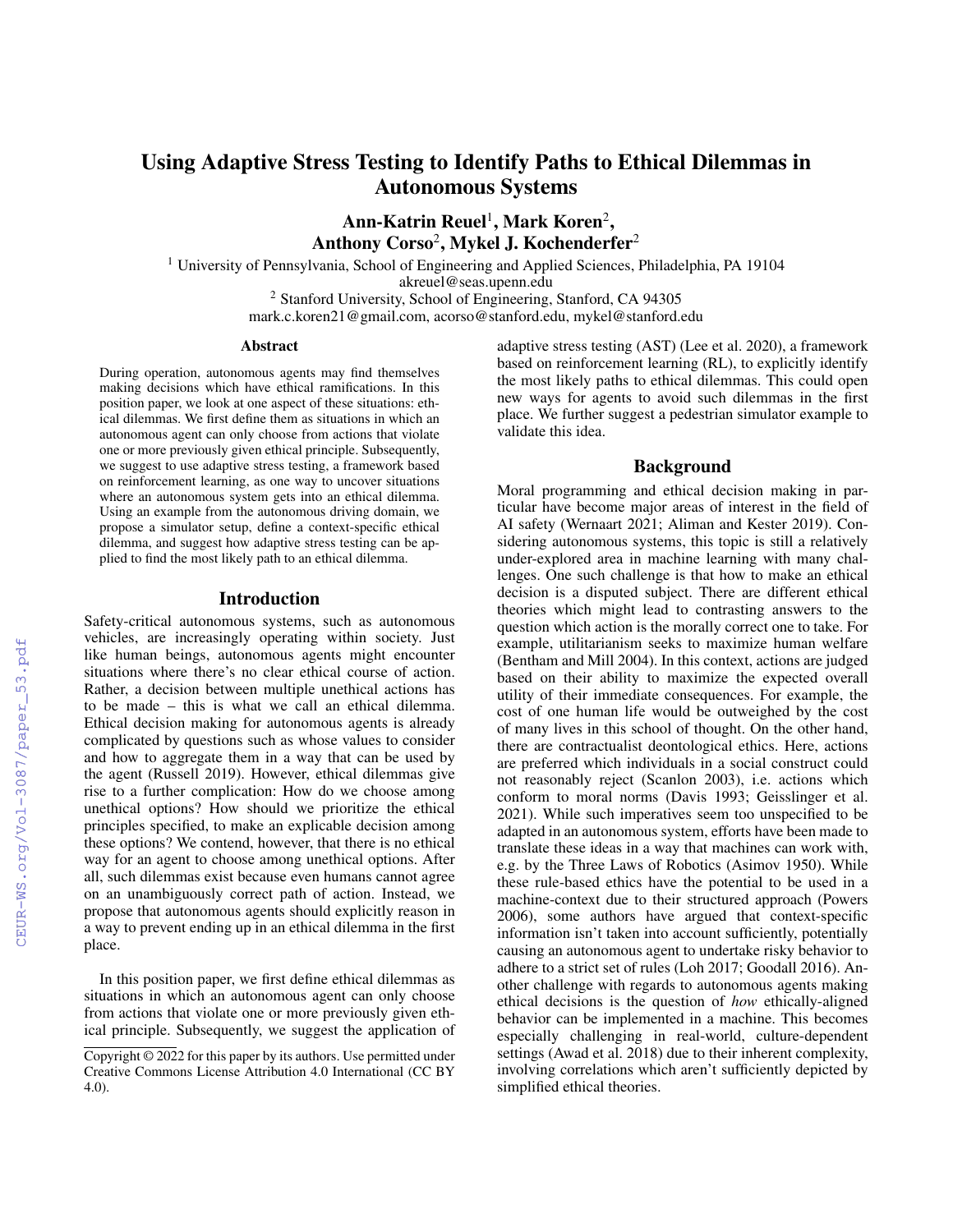# Using Adaptive Stress Testing to Identify Paths to Ethical Dilemmas in Autonomous Systems

**Ann-Katrin Reuel[1], Mark Koren[2], Anthony Corso[2], Mykel J. Kochenderfer[2]**

[1] University of Pennsylvania, School of Engineering and Applied Sciences, Philadelphia, PA 19104
akreuel@seas.upenn.edu
[2] Stanford University, School of Engineering, Stanford, CA 94305
mark.c.koren21@gmail.com, acorso@stanford.edu, mykel@stanford.edu

## Abstract

During operation, autonomous agents may find themselves making decisions which have ethical ramifications. In this position paper, we look at one aspect of these situations: ethical dilemmas. We first define them as situations in which an autonomous agent can only choose from actions that violate one or more previously given ethical principle. Subsequently, we suggest to use adaptive stress testing, a framework based on reinforcement learning, as one way to uncover situations where an autonomous system gets into an ethical dilemma. Using an example from the autonomous driving domain, we propose a simulator setup, define a context-specific ethical dilemma, and suggest how adaptive stress testing can be applied to find the most likely path to an ethical dilemma.

## Introduction

Safety-critical autonomous systems, such as autonomous vehicles, are increasingly operating within society. Just like human beings, autonomous agents might encounter situations where there's no clear ethical course of action. Rather, a decision between multiple unethical actions has to be made – this is what we call an ethical dilemma. Ethical decision making for autonomous agents is already complicated by questions such as whose values to consider and how to aggregate them in a way that can be used by the agent (Russell 2019). However, ethical dilemmas give rise to a further complication: How do we choose among unethical options? How should we prioritize the ethical principles specified, to make an explicable decision among these options? We contend, however, that there is no ethical way for an agent to choose among unethical options. After all, such dilemmas exist because even humans cannot agree on an unambiguously correct path of action. Instead, we propose that autonomous agents should explicitly reason in a way to prevent ending up in an ethical dilemma in the first place.

In this position paper, we first define ethical dilemmas as situations in which an autonomous agent can only choose from actions that violate one or more previously given ethical principle. Subsequently, we suggest the application of adaptive stress testing (AST) (Lee et al. 2020), a framework based on reinforcement learning (RL), to explicitly identify the most likely paths to ethical dilemmas. This could open new ways for agents to avoid such dilemmas in the first place. We further suggest a pedestrian simulator example to validate this idea.

## Background

Moral programming and ethical decision making in particular have become major areas of interest in the field of AI safety (Wernaart 2021; Aliman and Kester 2019). Considering autonomous systems, this topic is still a relatively under-explored area in machine learning with many challenges. One such challenge is that how to make an ethical decision is a disputed subject. There are different ethical theories which might lead to contrasting answers to the question which action is the morally correct one to take. For example, utilitarianism seeks to maximize human welfare (Bentham and Mill 2004). In this context, actions are judged based on their ability to maximize the expected overall utility of their immediate consequences. For example, the cost of one human life would be outweighed by the cost of many lives in this school of thought. On the other hand, there are contractualist deontological ethics. Here, actions are preferred which individuals in a social construct could not reasonably reject (Scanlon 2003), i.e. actions which conform to moral norms (Davis 1993; Geisslinger et al. 2021). While such imperatives seem too unspecified to be adapted in an autonomous system, efforts have been made to translate these ideas in a way that machines can work with, e.g. by the Three Laws of Robotics (Asimov 1950). While these rule-based ethics have the potential to be used in a machine-context due to their structured approach (Powers 2006), some authors have argued that context-specific information isn't taken into account sufficiently, potentially causing an autonomous agent to undertake risky behavior to adhere to a strict set of rules (Loh 2017; Goodall 2016). Another challenge with regards to autonomous agents making ethical decisions is the question of *how* ethically-aligned behavior can be implemented in a machine. This becomes especially challenging in real-world, culture-dependent settings (Awad et al. 2018) due to their inherent complexity, involving correlations which aren't sufficiently depicted by simplified ethical theories.

Copyright © 2022 for this paper by its authors. Use permitted under Creative Commons License Attribution 4.0 International (CC BY 4.0).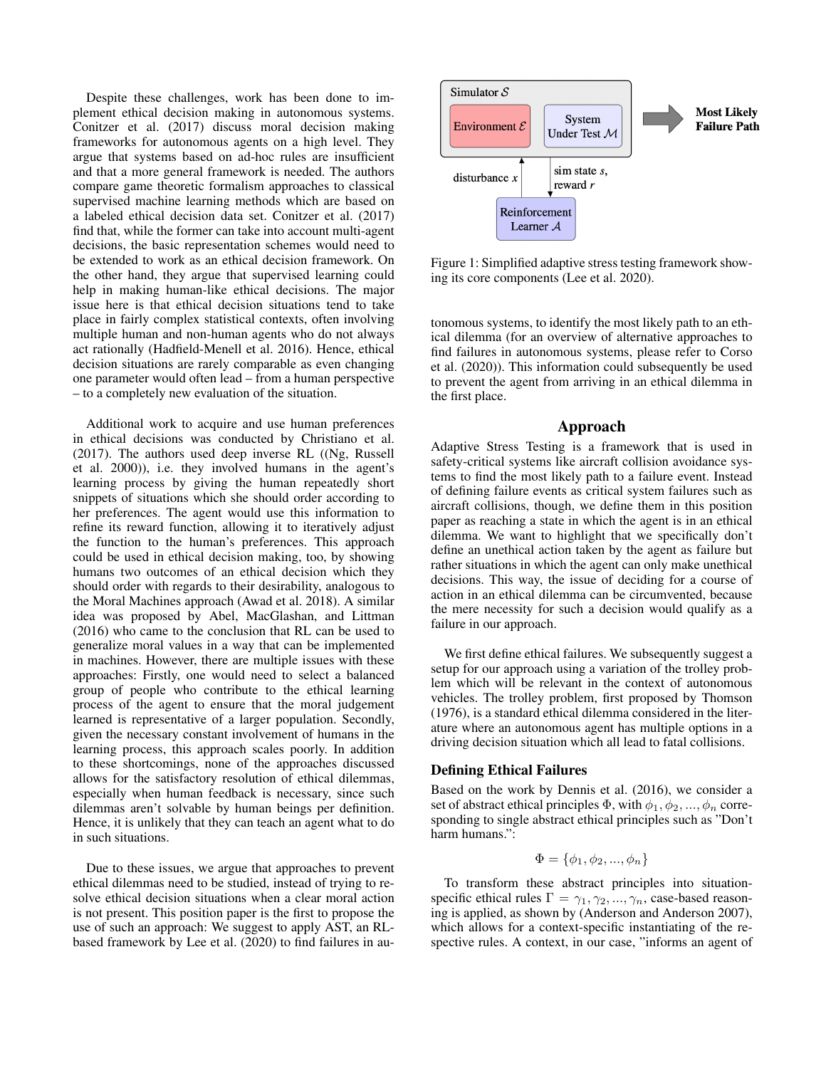Despite these challenges, work has been done to implement ethical decision making in autonomous systems. Conitzer et al. (2017) discuss moral decision making frameworks for autonomous agents on a high level. They argue that systems based on ad-hoc rules are insufficient and that a more general framework is needed. The authors compare game theoretic formalism approaches to classical supervised machine learning methods which are based on a labeled ethical decision data set. Conitzer et al. (2017) find that, while the former can take into account multi-agent decisions, the basic representation schemes would need to be extended to work as an ethical decision framework. On the other hand, they argue that supervised learning could help in making human-like ethical decisions. The major issue here is that ethical decision situations tend to take place in fairly complex statistical contexts, often involving multiple human and non-human agents who do not always act rationally (Hadfield-Menell et al. 2016). Hence, ethical decision situations are rarely comparable as even changing one parameter would often lead – from a human perspective – to a completely new evaluation of the situation.

Additional work to acquire and use human preferences in ethical decisions was conducted by Christiano et al. (2017). The authors used deep inverse RL ((Ng, Russell et al. 2000)), i.e. they involved humans in the agent's learning process by giving the human repeatedly short snippets of situations which she should order according to her preferences. The agent would use this information to refine its reward function, allowing it to iteratively adjust the function to the human's preferences. This approach could be used in ethical decision making, too, by showing humans two outcomes of an ethical decision which they should order with regards to their desirability, analogous to the Moral Machines approach (Awad et al. 2018). A similar idea was proposed by Abel, MacGlashan, and Littman (2016) who came to the conclusion that RL can be used to generalize moral values in a way that can be implemented in machines. However, there are multiple issues with these approaches: Firstly, one would need to select a balanced group of people who contribute to the ethical learning process of the agent to ensure that the moral judgement learned is representative of a larger population. Secondly, given the necessary constant involvement of humans in the learning process, this approach scales poorly. In addition to these shortcomings, none of the approaches discussed allows for the satisfactory resolution of ethical dilemmas, especially when human feedback is necessary, since such dilemmas aren't solvable by human beings per definition. Hence, it is unlikely that they can teach an agent what to do in such situations.

Due to these issues, we argue that approaches to prevent ethical dilemmas need to be studied, instead of trying to resolve ethical decision situations when a clear moral action is not present. This position paper is the first to propose the use of such an approach: We suggest to apply AST, an RL-based framework by Lee et al. (2020) to find failures in autonomous systems, to identify the most likely path to an ethical dilemma (for an overview of alternative approaches to find failures in autonomous systems, please refer to Corso et al. (2020)). This information could subsequently be used to prevent the agent from arriving in an ethical dilemma in the first place.

Simulator $\mathcal{S}$ — Environment $\mathcal{E}$ — System Under Test $\mathcal{M}$ — Most Likely Failure Path — disturbance $x$ — sim state $s$, reward $r$ — Reinforcement Learner $\mathcal{A}$

Figure 1: Simplified adaptive stress testing framework showing its core components (Lee et al. 2020).

## Approach

Adaptive Stress Testing is a framework that is used in safety-critical systems like aircraft collision avoidance systems to find the most likely path to a failure event. Instead of defining failure events as critical system failures such as aircraft collisions, though, we define them in this position paper as reaching a state in which the agent is in an ethical dilemma. We want to highlight that we specifically don't define an unethical action taken by the agent as failure but rather situations in which the agent can only make unethical decisions. This way, the issue of deciding for a course of action in an ethical dilemma can be circumvented, because the mere necessity for such a decision would qualify as a failure in our approach.

We first define ethical failures. We subsequently suggest a setup for our approach using a variation of the trolley problem which will be relevant in the context of autonomous vehicles. The trolley problem, first proposed by Thomson (1976), is a standard ethical dilemma considered in the literature where an autonomous agent has multiple options in a driving decision situation which all lead to fatal collisions.

### Defining Ethical Failures

Based on the work by Dennis et al. (2016), we consider a set of abstract ethical principles $\Phi$, with $\phi_1, \phi_2, ..., \phi_n$ corresponding to single abstract ethical principles such as "Don't harm humans.":

$$\Phi = \{\phi_1, \phi_2, ..., \phi_n\}$$

To transform these abstract principles into situation-specific ethical rules $\Gamma = \gamma_1, \gamma_2, ..., \gamma_n$, case-based reasoning is applied, as shown by (Anderson and Anderson 2007), which allows for a context-specific instantiating of the respective rules. A context, in our case, "informs an agent of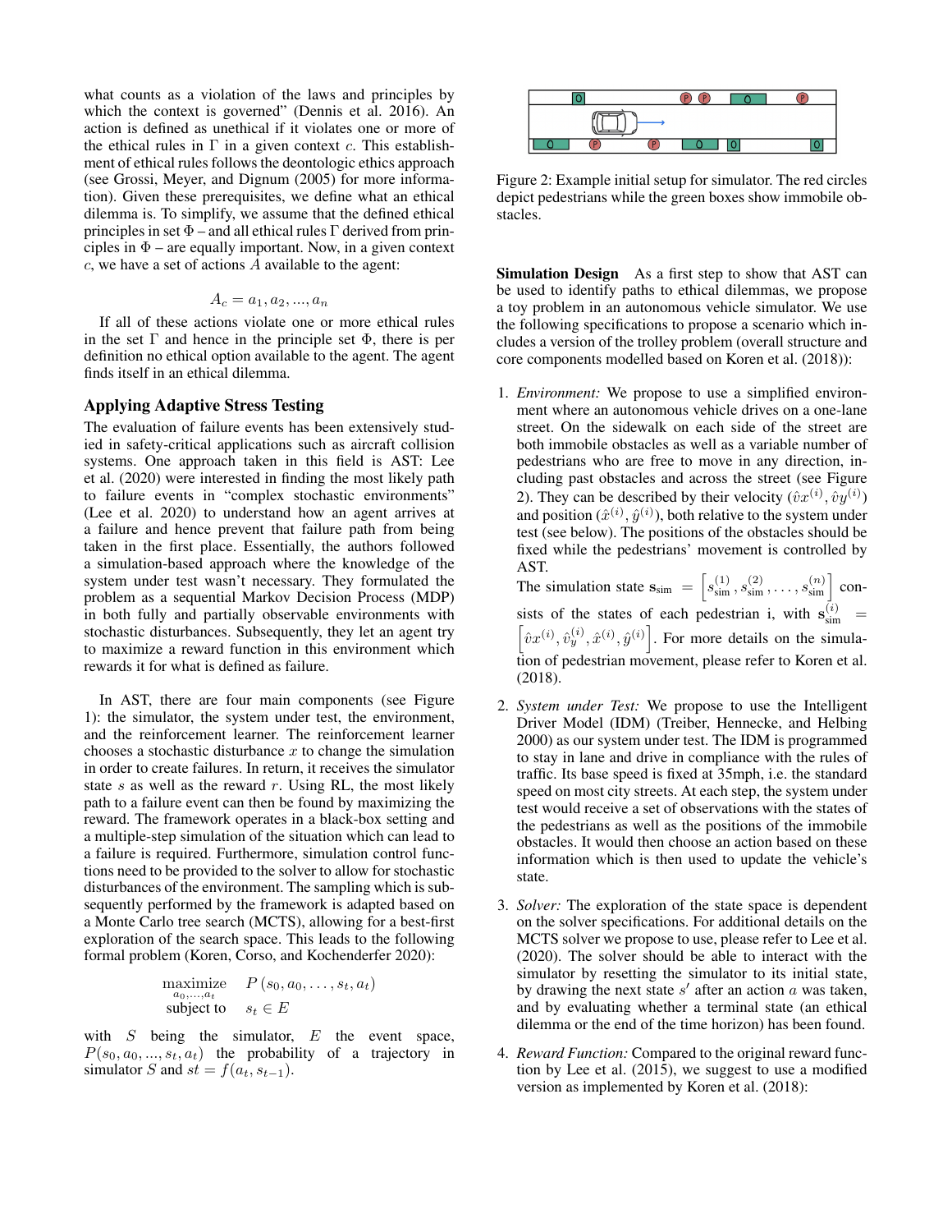what counts as a violation of the laws and principles by which the context is governed" (Dennis et al. 2016). An action is defined as unethical if it violates one or more of the ethical rules in $\Gamma$ in a given context $c$. This establishment of ethical rules follows the deontologic ethics approach (see Grossi, Meyer, and Dignum (2005) for more information). Given these prerequisites, we define what an ethical dilemma is. To simplify, we assume that the defined ethical principles in set $\Phi$ – and all ethical rules $\Gamma$ derived from principles in $\Phi$ – are equally important. Now, in a given context $c$, we have a set of actions $A$ available to the agent:

$$A_c = a_1, a_2, ..., a_n$$

If all of these actions violate one or more ethical rules in the set $\Gamma$ and hence in the principle set $\Phi$, there is per definition no ethical option available to the agent. The agent finds itself in an ethical dilemma.

## Applying Adaptive Stress Testing

The evaluation of failure events has been extensively studied in safety-critical applications such as aircraft collision systems. One approach taken in this field is AST: Lee et al. (2020) were interested in finding the most likely path to failure events in "complex stochastic environments" (Lee et al. 2020) to understand how an agent arrives at a failure and hence prevent that failure path from being taken in the first place. Essentially, the authors followed a simulation-based approach where the knowledge of the system under test wasn't necessary. They formulated the problem as a sequential Markov Decision Process (MDP) in both fully and partially observable environments with stochastic disturbances. Subsequently, they let an agent try to maximize a reward function in this environment which rewards it for what is defined as failure.

In AST, there are four main components (see Figure 1): the simulator, the system under test, the environment, and the reinforcement learner. The reinforcement learner chooses a stochastic disturbance $x$ to change the simulation in order to create failures. In return, it receives the simulator state $s$ as well as the reward $r$. Using RL, the most likely path to a failure event can then be found by maximizing the reward. The framework operates in a black-box setting and a multiple-step simulation of the situation which can lead to a failure is required. Furthermore, simulation control functions need to be provided to the solver to allow for stochastic disturbances of the environment. The sampling which is subsequently performed by the framework is adapted based on a Monte Carlo tree search (MCTS), allowing for a best-first exploration of the search space. This leads to the following formal problem (Koren, Corso, and Kochenderfer 2020):

$$\begin{aligned} \underset{a_0,\ldots,a_t}{\text{maximize}} \quad & P\left(s_0, a_0, \ldots, s_t, a_t\right) \\ \text{subject to} \quad & s_t \in E \end{aligned}$$

with $S$ being the simulator, $E$ the event space, $P(s_0, a_0, ..., s_t, a_t)$ the probability of a trajectory in simulator $S$ and $st = f(a_t, s_{t-1})$.

Figure 2: Example initial setup for simulator. The red circles depict pedestrians while the green boxes show immobile obstacles.

**Simulation Design** As a first step to show that AST can be used to identify paths to ethical dilemmas, we propose a toy problem in an autonomous vehicle simulator. We use the following specifications to propose a scenario which includes a version of the trolley problem (overall structure and core components modelled based on Koren et al. (2018)):

1. *Environment:* We propose to use a simplified environment where an autonomous vehicle drives on a one-lane street. On the sidewalk on each side of the street are both immobile obstacles as well as a variable number of pedestrians who are free to move in any direction, including past obstacles and across the street (see Figure 2). They can be described by their velocity ($\hat{v}x^{(i)}, \hat{v}y^{(i)}$) and position ($\hat{x}^{(i)}, \hat{y}^{(i)}$), both relative to the system under test (see below). The positions of the obstacles should be fixed while the pedestrians' movement is controlled by AST.
   The simulation state $\mathbf{s}_{\text{sim}} = \left[s_{\text{sim}}^{(1)}, s_{\text{sim}}^{(2)}, \ldots, s_{\text{sim}}^{(n)}\right]$ consists of the states of each pedestrian i, with $\mathbf{s}_{\text{sim}}^{(i)} = \left[\hat{v}x^{(i)}, \hat{v}_y^{(i)}, \hat{x}^{(i)}, \hat{y}^{(i)}\right]$. For more details on the simulation of pedestrian movement, please refer to Koren et al. (2018).

2. *System under Test:* We propose to use the Intelligent Driver Model (IDM) (Treiber, Hennecke, and Helbing 2000) as our system under test. The IDM is programmed to stay in lane and drive in compliance with the rules of traffic. Its base speed is fixed at 35mph, i.e. the standard speed on most city streets. At each step, the system under test would receive a set of observations with the states of the pedestrians as well as the positions of the immobile obstacles. It would then choose an action based on these information which is then used to update the vehicle's state.

3. *Solver:* The exploration of the state space is dependent on the solver specifications. For additional details on the MCTS solver we propose to use, please refer to Lee et al. (2020). The solver should be able to interact with the simulator by resetting the simulator to its initial state, by drawing the next state $s'$ after an action $a$ was taken, and by evaluating whether a terminal state (an ethical dilemma or the end of the time horizon) has been found.

4. *Reward Function:* Compared to the original reward function by Lee et al. (2015), we suggest to use a modified version as implemented by Koren et al. (2018):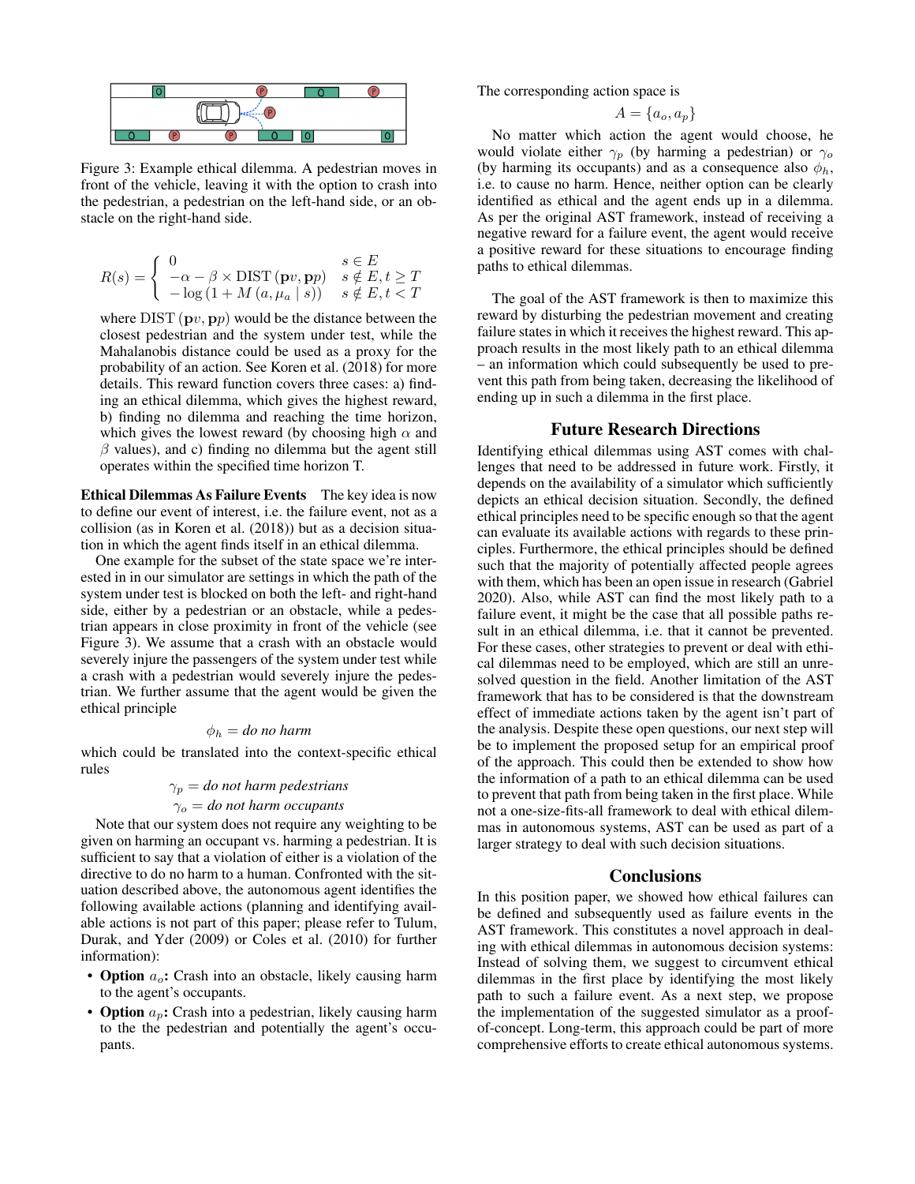Figure 3: Example ethical dilemma. A pedestrian moves in front of the vehicle, leaving it with the option to crash into the pedestrian, a pedestrian on the left-hand side, or an obstacle on the right-hand side.

$$R(s) = \begin{cases} 0 & s \in E \\ -\alpha - \beta \times \text{DIST}(\mathbf{p}v, \mathbf{p}p) & s \notin E, t \geq T \\ -\log(1 + M(a, \mu_a \mid s)) & s \notin E, t < T \end{cases}$$

where DIST $(\mathbf{p}v, \mathbf{p}p)$ would be the distance between the closest pedestrian and the system under test, while the Mahalanobis distance could be used as a proxy for the probability of an action. See Koren et al. (2018) for more details. This reward function covers three cases: a) finding an ethical dilemma, which gives the highest reward, b) finding no dilemma and reaching the time horizon, which gives the lowest reward (by choosing high $\alpha$ and $\beta$ values), and c) finding no dilemma but the agent still operates within the specified time horizon T.

**Ethical Dilemmas As Failure Events** The key idea is now to define our event of interest, i.e. the failure event, not as a collision (as in Koren et al. (2018)) but as a decision situation in which the agent finds itself in an ethical dilemma.

One example for the subset of the state space we're interested in in our simulator are settings in which the path of the system under test is blocked on both the left- and right-hand side, either by a pedestrian or an obstacle, while a pedestrian appears in close proximity in front of the vehicle (see Figure 3). We assume that a crash with an obstacle would severely injure the passengers of the system under test while a crash with a pedestrian would severely injure the pedestrian. We further assume that the agent would be given the ethical principle

$$\phi_h = \textit{do no harm}$$

which could be translated into the context-specific ethical rules

$$\gamma_p = \textit{do not harm pedestrians}$$
$$\gamma_o = \textit{do not harm occupants}$$

Note that our system does not require any weighting to be given on harming an occupant vs. harming a pedestrian. It is sufficient to say that a violation of either is a violation of the directive to do no harm to a human. Confronted with the situation described above, the autonomous agent identifies the following available actions (planning and identifying available actions is not part of this paper; please refer to Tulum, Durak, and Yder (2009) or Coles et al. (2010) for further information):

- **Option $a_o$:** Crash into an obstacle, likely causing harm to the agent's occupants.
- **Option $a_p$:** Crash into a pedestrian, likely causing harm to the the pedestrian and potentially the agent's occupants.

The corresponding action space is

$$A = \{a_o, a_p\}$$

No matter which action the agent would choose, he would violate either $\gamma_p$ (by harming a pedestrian) or $\gamma_o$ (by harming its occupants) and as a consequence also $\phi_h$, i.e. to cause no harm. Hence, neither option can be clearly identified as ethical and the agent ends up in a dilemma. As per the original AST framework, instead of receiving a negative reward for a failure event, the agent would receive a positive reward for these situations to encourage finding paths to ethical dilemmas.

The goal of the AST framework is then to maximize this reward by disturbing the pedestrian movement and creating failure states in which it receives the highest reward. This approach results in the most likely path to an ethical dilemma – an information which could subsequently be used to prevent this path from being taken, decreasing the likelihood of ending up in such a dilemma in the first place.

## Future Research Directions

Identifying ethical dilemmas using AST comes with challenges that need to be addressed in future work. Firstly, it depends on the availability of a simulator which sufficiently depicts an ethical decision situation. Secondly, the defined ethical principles need to be specific enough so that the agent can evaluate its available actions with regards to these principles. Furthermore, the ethical principles should be defined such that the majority of potentially affected people agrees with them, which has been an open issue in research (Gabriel 2020). Also, while AST can find the most likely path to a failure event, it might be the case that all possible paths result in an ethical dilemma, i.e. that it cannot be prevented. For these cases, other strategies to prevent or deal with ethical dilemmas need to be employed, which are still an unresolved question in the field. Another limitation of the AST framework that has to be considered is that the downstream effect of immediate actions taken by the agent isn't part of the analysis. Despite these open questions, our next step will be to implement the proposed setup for an empirical proof of the approach. This could then be extended to show how the information of a path to an ethical dilemma can be used to prevent that path from being taken in the first place. While not a one-size-fits-all framework to deal with ethical dilemmas in autonomous systems, AST can be used as part of a larger strategy to deal with such decision situations.

## Conclusions

In this position paper, we showed how ethical failures can be defined and subsequently used as failure events in the AST framework. This constitutes a novel approach in dealing with ethical dilemmas in autonomous decision systems: Instead of solving them, we suggest to circumvent ethical dilemmas in the first place by identifying the most likely path to such a failure event. As a next step, we propose the implementation of the suggested simulator as a proof-of-concept. Long-term, this approach could be part of more comprehensive efforts to create ethical autonomous systems.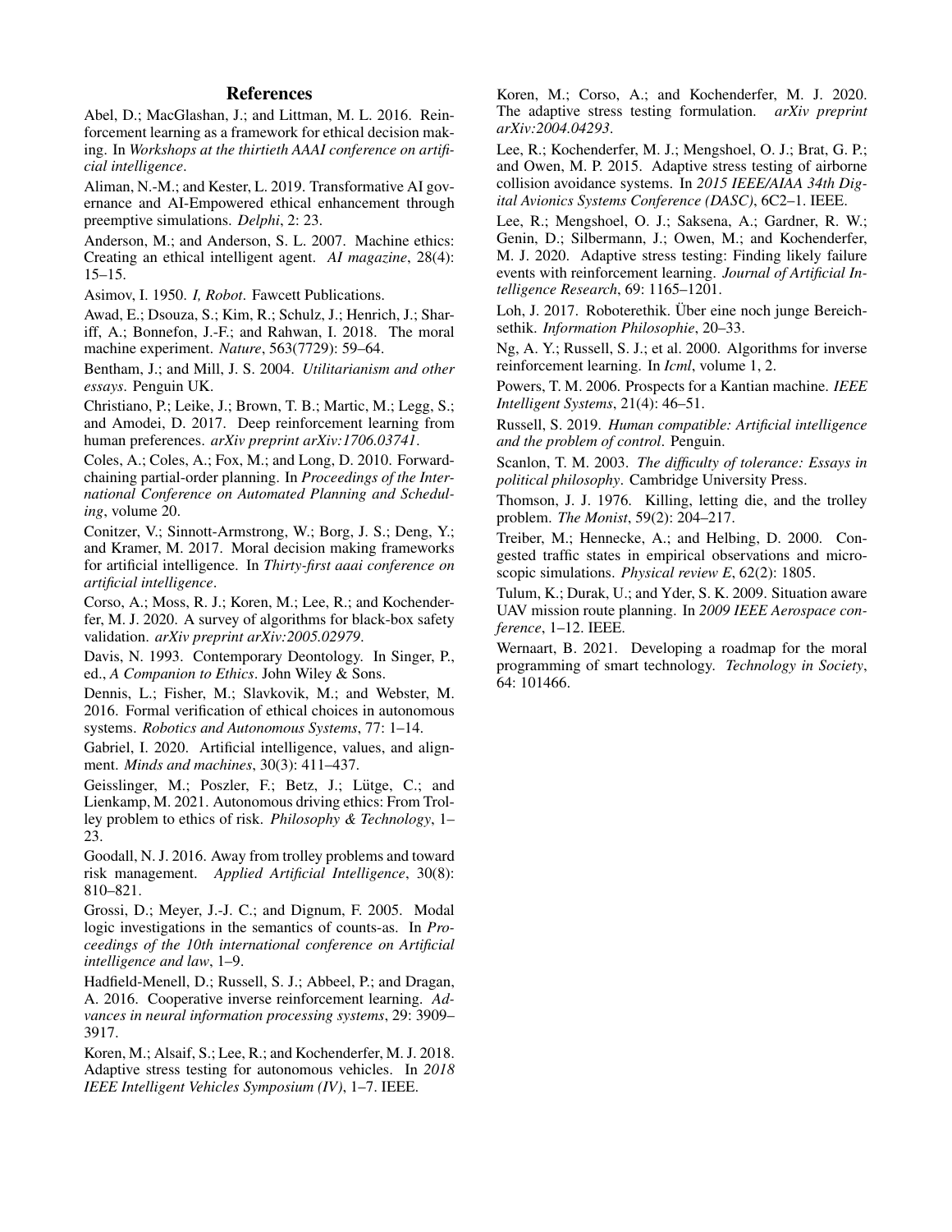## References

Abel, D.; MacGlashan, J.; and Littman, M. L. 2016. Reinforcement learning as a framework for ethical decision making. In *Workshops at the thirtieth AAAI conference on artificial intelligence*.

Aliman, N.-M.; and Kester, L. 2019. Transformative AI governance and AI-Empowered ethical enhancement through preemptive simulations. *Delphi*, 2: 23.

Anderson, M.; and Anderson, S. L. 2007. Machine ethics: Creating an ethical intelligent agent. *AI magazine*, 28(4): 15–15.

Asimov, I. 1950. *I, Robot*. Fawcett Publications.

Awad, E.; Dsouza, S.; Kim, R.; Schulz, J.; Henrich, J.; Shariff, A.; Bonnefon, J.-F.; and Rahwan, I. 2018. The moral machine experiment. *Nature*, 563(7729): 59–64.

Bentham, J.; and Mill, J. S. 2004. *Utilitarianism and other essays*. Penguin UK.

Christiano, P.; Leike, J.; Brown, T. B.; Martic, M.; Legg, S.; and Amodei, D. 2017. Deep reinforcement learning from human preferences. *arXiv preprint arXiv:1706.03741*.

Coles, A.; Coles, A.; Fox, M.; and Long, D. 2010. Forward-chaining partial-order planning. In *Proceedings of the International Conference on Automated Planning and Scheduling*, volume 20.

Conitzer, V.; Sinnott-Armstrong, W.; Borg, J. S.; Deng, Y.; and Kramer, M. 2017. Moral decision making frameworks for artificial intelligence. In *Thirty-first aaai conference on artificial intelligence*.

Corso, A.; Moss, R. J.; Koren, M.; Lee, R.; and Kochenderfer, M. J. 2020. A survey of algorithms for black-box safety validation. *arXiv preprint arXiv:2005.02979*.

Davis, N. 1993. Contemporary Deontology. In Singer, P., ed., *A Companion to Ethics*. John Wiley & Sons.

Dennis, L.; Fisher, M.; Slavkovik, M.; and Webster, M. 2016. Formal verification of ethical choices in autonomous systems. *Robotics and Autonomous Systems*, 77: 1–14.

Gabriel, I. 2020. Artificial intelligence, values, and alignment. *Minds and machines*, 30(3): 411–437.

Geisslinger, M.; Poszler, F.; Betz, J.; Lütge, C.; and Lienkamp, M. 2021. Autonomous driving ethics: From Trolley problem to ethics of risk. *Philosophy & Technology*, 1–23.

Goodall, N. J. 2016. Away from trolley problems and toward risk management. *Applied Artificial Intelligence*, 30(8): 810–821.

Grossi, D.; Meyer, J.-J. C.; and Dignum, F. 2005. Modal logic investigations in the semantics of counts-as. In *Proceedings of the 10th international conference on Artificial intelligence and law*, 1–9.

Hadfield-Menell, D.; Russell, S. J.; Abbeel, P.; and Dragan, A. 2016. Cooperative inverse reinforcement learning. *Advances in neural information processing systems*, 29: 3909–3917.

Koren, M.; Alsaif, S.; Lee, R.; and Kochenderfer, M. J. 2018. Adaptive stress testing for autonomous vehicles. In *2018 IEEE Intelligent Vehicles Symposium (IV)*, 1–7. IEEE.

Koren, M.; Corso, A.; and Kochenderfer, M. J. 2020. The adaptive stress testing formulation. *arXiv preprint arXiv:2004.04293*.

Lee, R.; Kochenderfer, M. J.; Mengshoel, O. J.; Brat, G. P.; and Owen, M. P. 2015. Adaptive stress testing of airborne collision avoidance systems. In *2015 IEEE/AIAA 34th Digital Avionics Systems Conference (DASC)*, 6C2–1. IEEE.

Lee, R.; Mengshoel, O. J.; Saksena, A.; Gardner, R. W.; Genin, D.; Silbermann, J.; Owen, M.; and Kochenderfer, M. J. 2020. Adaptive stress testing: Finding likely failure events with reinforcement learning. *Journal of Artificial Intelligence Research*, 69: 1165–1201.

Loh, J. 2017. Roboterethik. Über eine noch junge Bereichsethik. *Information Philosophie*, 20–33.

Ng, A. Y.; Russell, S. J.; et al. 2000. Algorithms for inverse reinforcement learning. In *Icml*, volume 1, 2.

Powers, T. M. 2006. Prospects for a Kantian machine. *IEEE Intelligent Systems*, 21(4): 46–51.

Russell, S. 2019. *Human compatible: Artificial intelligence and the problem of control*. Penguin.

Scanlon, T. M. 2003. *The difficulty of tolerance: Essays in political philosophy*. Cambridge University Press.

Thomson, J. J. 1976. Killing, letting die, and the trolley problem. *The Monist*, 59(2): 204–217.

Treiber, M.; Hennecke, A.; and Helbing, D. 2000. Congested traffic states in empirical observations and microscopic simulations. *Physical review E*, 62(2): 1805.

Tulum, K.; Durak, U.; and Yder, S. K. 2009. Situation aware UAV mission route planning. In *2009 IEEE Aerospace conference*, 1–12. IEEE.

Wernaart, B. 2021. Developing a roadmap for the moral programming of smart technology. *Technology in Society*, 64: 101466.